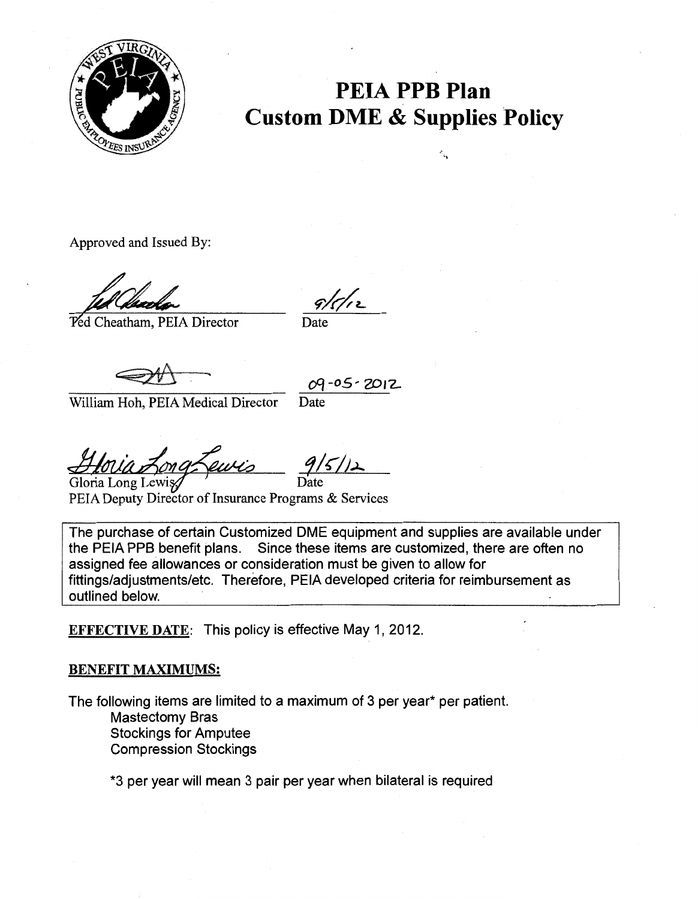# PEIA PPB Plan
# Custom DME & Supplies Policy

Approved and Issued By:

Ted Cheatham, PEIA Director — Date: 9/5/12

William Hoh, PEIA Medical Director — Date: 09-05-2012

Gloria Long Lewis — Date: 9/5/12
PEIA Deputy Director of Insurance Programs & Services

> The purchase of certain Customized DME equipment and supplies are available under the PEIA PPB benefit plans. Since these items are customized, there are often no assigned fee allowances or consideration must be given to allow for fittings/adjustments/etc. Therefore, PEIA developed criteria for reimbursement as outlined below.

**EFFECTIVE DATE**: This policy is effective May 1, 2012.

**BENEFIT MAXIMUMS:**

The following items are limited to a maximum of 3 per year* per patient.

- Mastectomy Bras
- Stockings for Amputee
- Compression Stockings

*3 per year will mean 3 pair per year when bilateral is required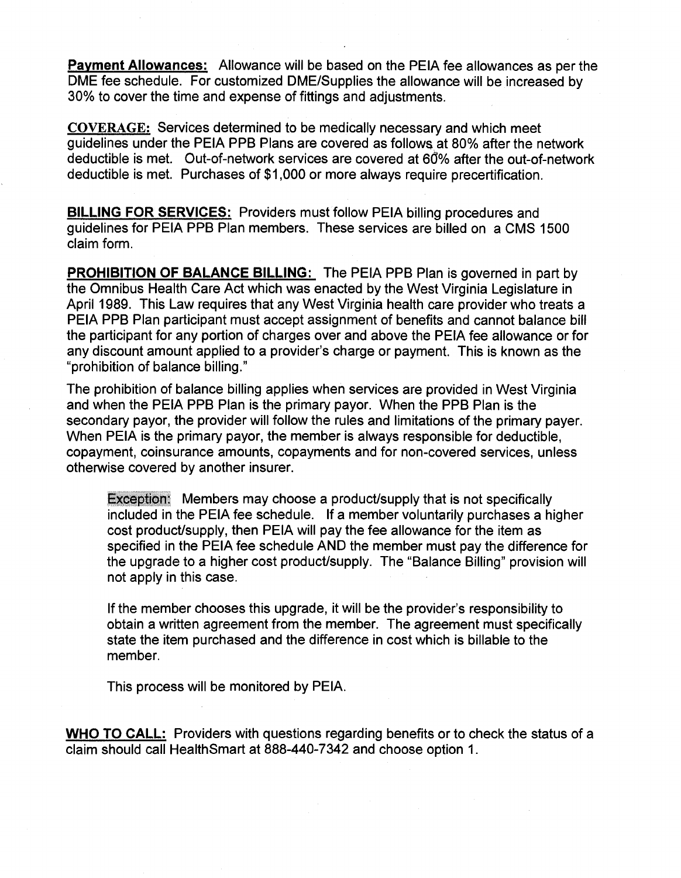**Payment Allowances:** Allowance will be based on the PEIA fee allowances as per the DME fee schedule. For customized DME/Supplies the allowance will be increased by 30% to cover the time and expense of fittings and adjustments.

**COVERAGE:** Services determined to be medically necessary and which meet guidelines under the PEIA PPB Plans are covered as follows at 80% after the network deductible is met. Out-of-network services are covered at 60% after the out-of-network deductible is met. Purchases of $1,000 or more always require precertification.

**BILLING FOR SERVICES:** Providers must follow PEIA billing procedures and guidelines for PEIA PPB Plan members. These services are billed on a CMS 1500 claim form.

**PROHIBITION OF BALANCE BILLING:** The PEIA PPB Plan is governed in part by the Omnibus Health Care Act which was enacted by the West Virginia Legislature in April 1989. This Law requires that any West Virginia health care provider who treats a PEIA PPB Plan participant must accept assignment of benefits and cannot balance bill the participant for any portion of charges over and above the PEIA fee allowance or for any discount amount applied to a provider's charge or payment. This is known as the "prohibition of balance billing."

The prohibition of balance billing applies when services are provided in West Virginia and when the PEIA PPB Plan is the primary payor. When the PPB Plan is the secondary payor, the provider will follow the rules and limitations of the primary payer. When PEIA is the primary payor, the member is always responsible for deductible, copayment, coinsurance amounts, copayments and for non-covered services, unless otherwise covered by another insurer.

> Exception: Members may choose a product/supply that is not specifically included in the PEIA fee schedule. If a member voluntarily purchases a higher cost product/supply, then PEIA will pay the fee allowance for the item as specified in the PEIA fee schedule AND the member must pay the difference for the upgrade to a higher cost product/supply. The "Balance Billing" provision will not apply in this case.
>
> If the member chooses this upgrade, it will be the provider's responsibility to obtain a written agreement from the member. The agreement must specifically state the item purchased and the difference in cost which is billable to the member.
>
> This process will be monitored by PEIA.

**WHO TO CALL:** Providers with questions regarding benefits or to check the status of a claim should call HealthSmart at 888-440-7342 and choose option 1.